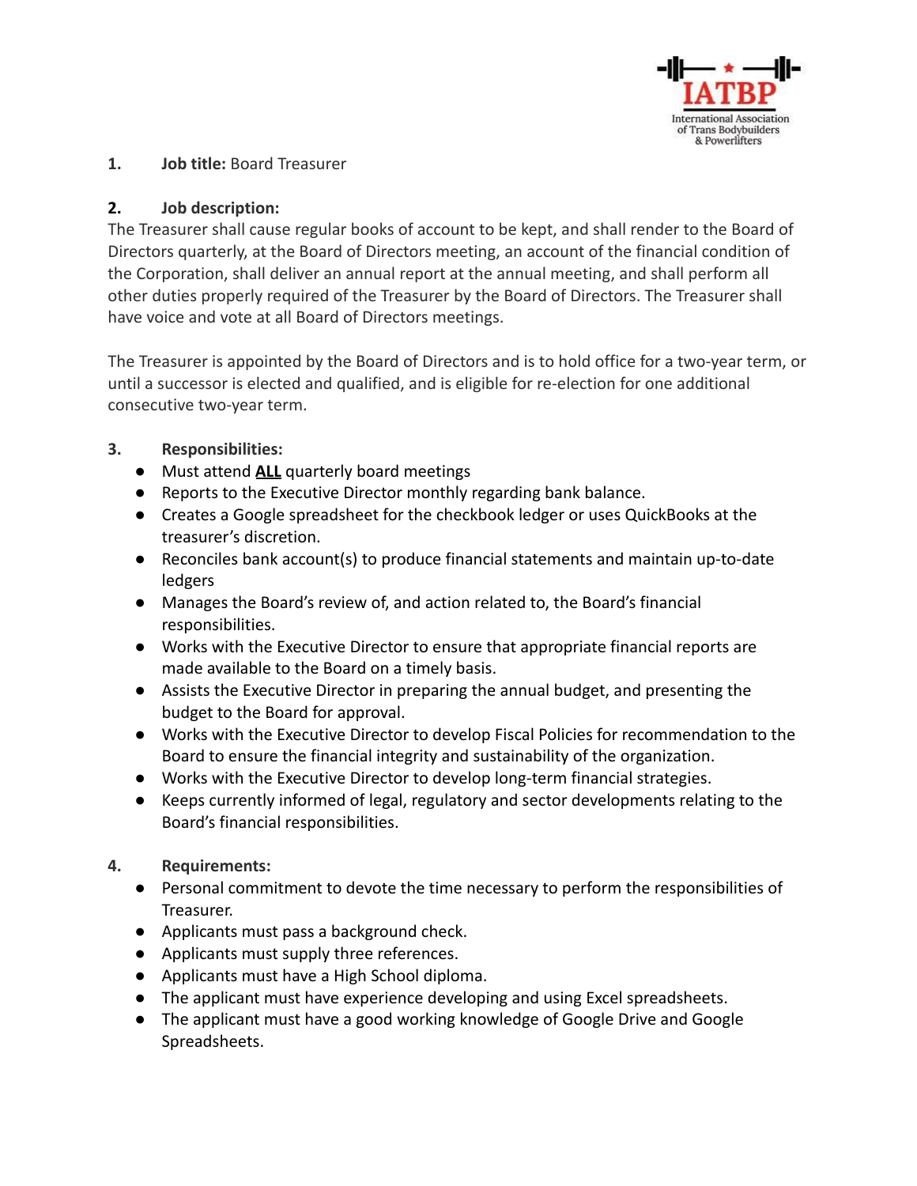1. **Job title:** Board Treasurer

2. **Job description:**

The Treasurer shall cause regular books of account to be kept, and shall render to the Board of Directors quarterly, at the Board of Directors meeting, an account of the financial condition of the Corporation, shall deliver an annual report at the annual meeting, and shall perform all other duties properly required of the Treasurer by the Board of Directors. The Treasurer shall have voice and vote at all Board of Directors meetings.

The Treasurer is appointed by the Board of Directors and is to hold office for a two-year term, or until a successor is elected and qualified, and is eligible for re-election for one additional consecutive two-year term.

3. **Responsibilities:**
   - Must attend **ALL** quarterly board meetings
   - Reports to the Executive Director monthly regarding bank balance.
   - Creates a Google spreadsheet for the checkbook ledger or uses QuickBooks at the treasurer's discretion.
   - Reconciles bank account(s) to produce financial statements and maintain up-to-date ledgers
   - Manages the Board's review of, and action related to, the Board's financial responsibilities.
   - Works with the Executive Director to ensure that appropriate financial reports are made available to the Board on a timely basis.
   - Assists the Executive Director in preparing the annual budget, and presenting the budget to the Board for approval.
   - Works with the Executive Director to develop Fiscal Policies for recommendation to the Board to ensure the financial integrity and sustainability of the organization.
   - Works with the Executive Director to develop long-term financial strategies.
   - Keeps currently informed of legal, regulatory and sector developments relating to the Board's financial responsibilities.

4. **Requirements:**
   - Personal commitment to devote the time necessary to perform the responsibilities of Treasurer.
   - Applicants must pass a background check.
   - Applicants must supply three references.
   - Applicants must have a High School diploma.
   - The applicant must have experience developing and using Excel spreadsheets.
   - The applicant must have a good working knowledge of Google Drive and Google Spreadsheets.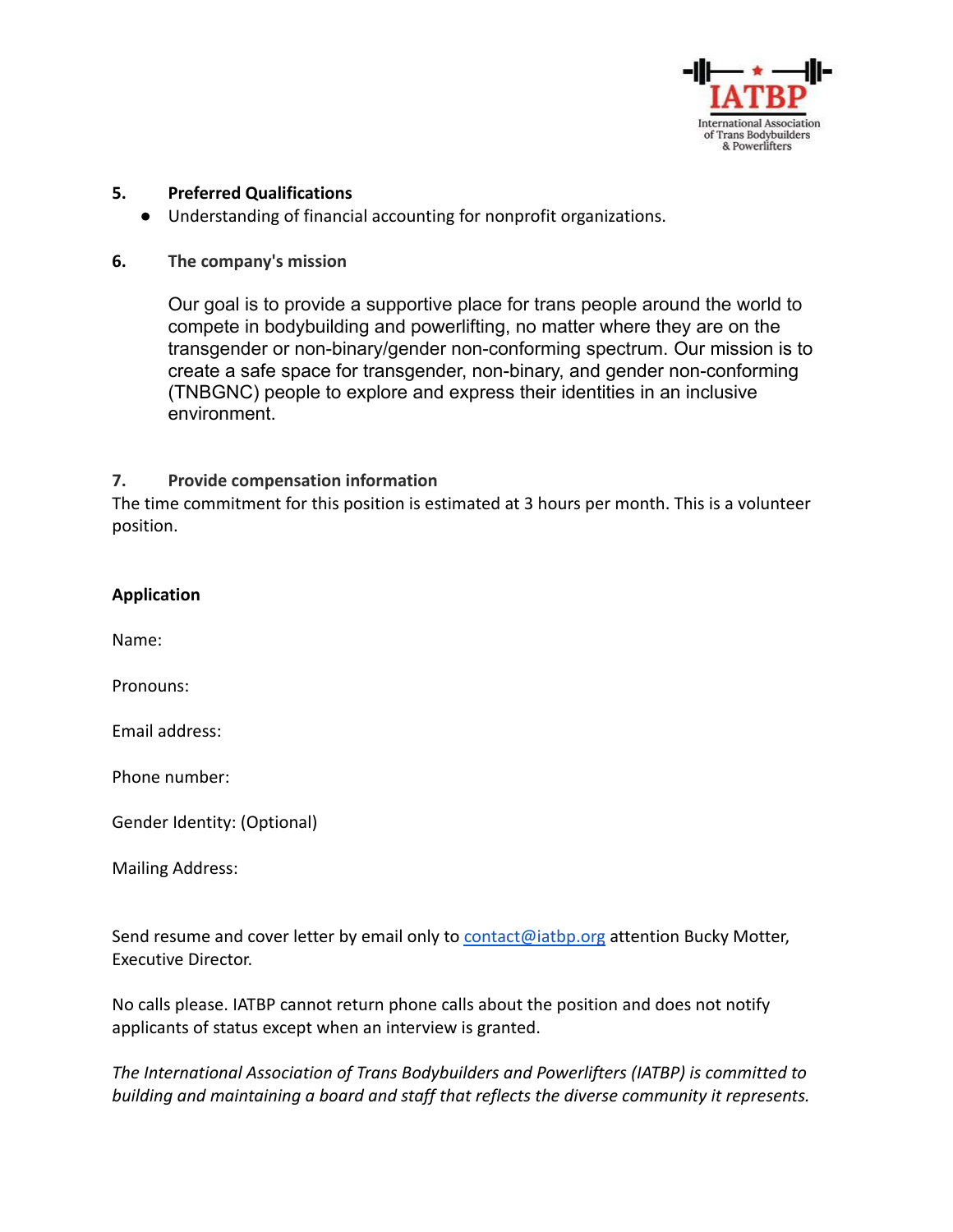**5. Preferred Qualifications**

- Understanding of financial accounting for nonprofit organizations.

**6. The company's mission**

Our goal is to provide a supportive place for trans people around the world to compete in bodybuilding and powerlifting, no matter where they are on the transgender or non-binary/gender non-conforming spectrum. Our mission is to create a safe space for transgender, non-binary, and gender non-conforming (TNBGNC) people to explore and express their identities in an inclusive environment.

**7. Provide compensation information**

The time commitment for this position is estimated at 3 hours per month. This is a volunteer position.

**Application**

Name:

Pronouns:

Email address:

Phone number:

Gender Identity: (Optional)

Mailing Address:

Send resume and cover letter by email only to contact@iatbp.org attention Bucky Motter, Executive Director.

No calls please. IATBP cannot return phone calls about the position and does not notify applicants of status except when an interview is granted.

*The International Association of Trans Bodybuilders and Powerlifters (IATBP) is committed to building and maintaining a board and staff that reflects the diverse community it represents.*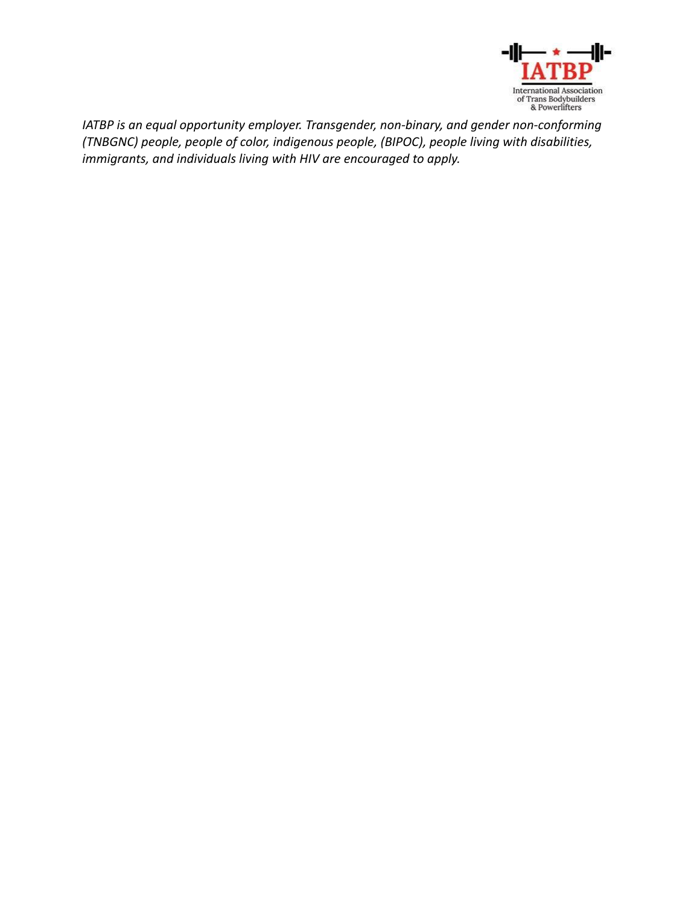*IATBP is an equal opportunity employer. Transgender, non-binary, and gender non-conforming (TNBGNC) people, people of color, indigenous people, (BIPOC), people living with disabilities, immigrants, and individuals living with HIV are encouraged to apply.*